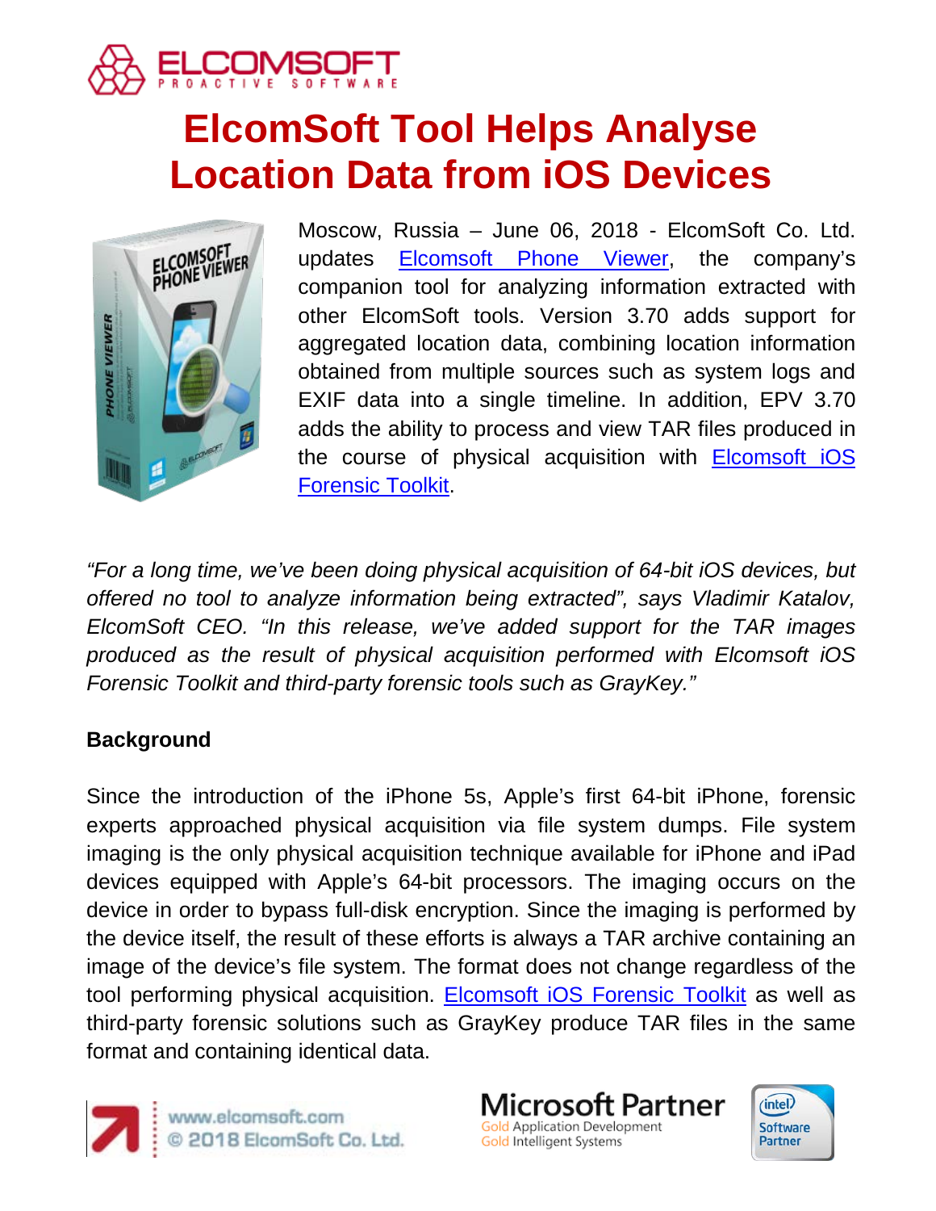# ElcomSoft Tool Helps Analyse Location Data from iOS Devices

Moscow, Russia – June 06, 2018 - ElcomSoft Co. Ltd. updates Elcomsoft Phone Viewer, the company's companion tool for analyzing information extracted with other ElcomSoft tools. Version 3.70 adds support for aggregated location data, combining location information obtained from multiple sources such as system logs and EXIF data into a single timeline. In addition, EPV 3.70 adds the ability to process and view TAR files produced in the course of physical acquisition with Elcomsoft iOS Forensic Toolkit.

*"For a long time, we've been doing physical acquisition of 64-bit iOS devices, but offered no tool to analyze information being extracted", says Vladimir Katalov, ElcomSoft CEO. "In this release, we've added support for the TAR images produced as the result of physical acquisition performed with Elcomsoft iOS Forensic Toolkit and third-party forensic tools such as GrayKey."*

**Background**

Since the introduction of the iPhone 5s, Apple's first 64-bit iPhone, forensic experts approached physical acquisition via file system dumps. File system imaging is the only physical acquisition technique available for iPhone and iPad devices equipped with Apple's 64-bit processors. The imaging occurs on the device in order to bypass full-disk encryption. Since the imaging is performed by the device itself, the result of these efforts is always a TAR archive containing an image of the device's file system. The format does not change regardless of the tool performing physical acquisition. Elcomsoft iOS Forensic Toolkit as well as third-party forensic solutions such as GrayKey produce TAR files in the same format and containing identical data.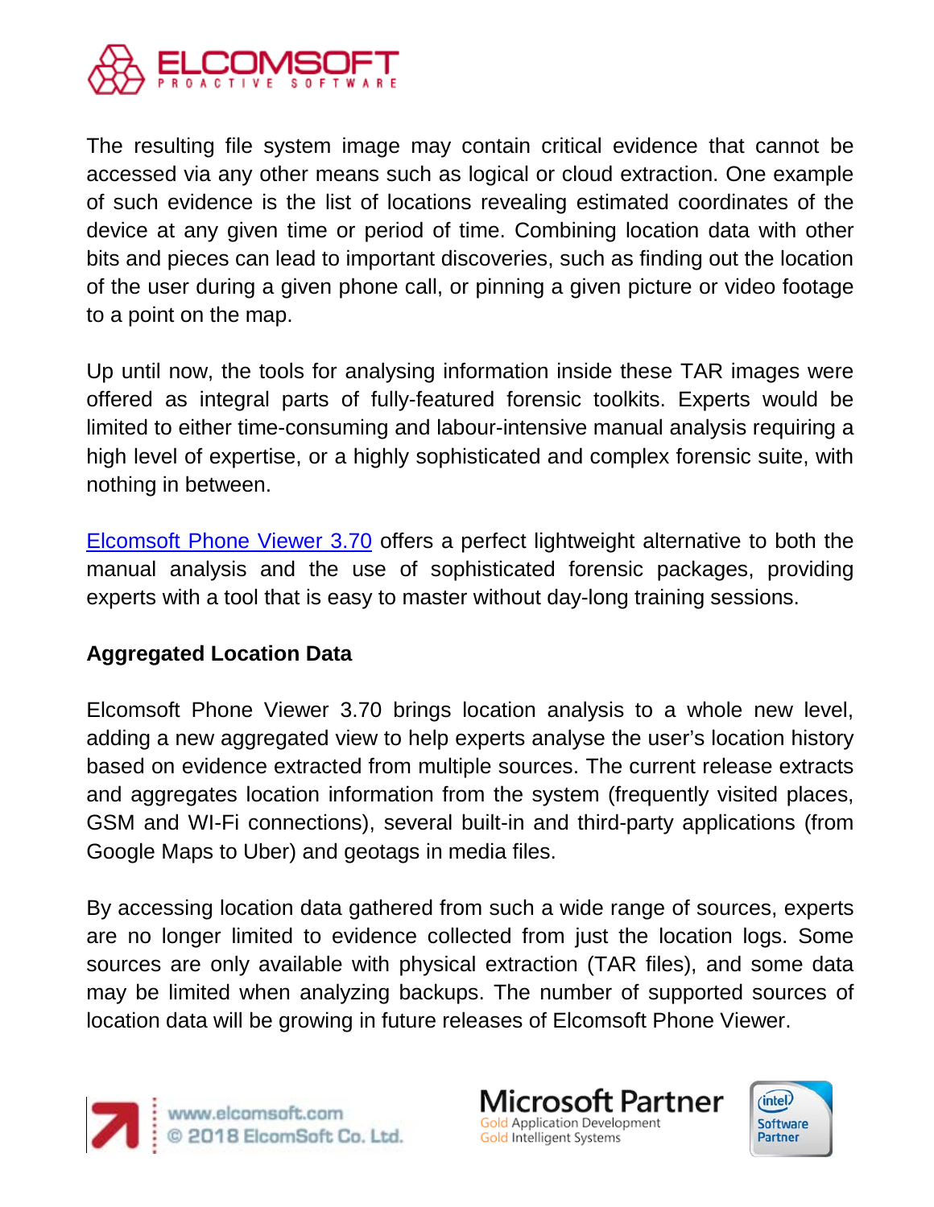The resulting file system image may contain critical evidence that cannot be accessed via any other means such as logical or cloud extraction. One example of such evidence is the list of locations revealing estimated coordinates of the device at any given time or period of time. Combining location data with other bits and pieces can lead to important discoveries, such as finding out the location of the user during a given phone call, or pinning a given picture or video footage to a point on the map.

Up until now, the tools for analysing information inside these TAR images were offered as integral parts of fully-featured forensic toolkits. Experts would be limited to either time-consuming and labour-intensive manual analysis requiring a high level of expertise, or a highly sophisticated and complex forensic suite, with nothing in between.

Elcomsoft Phone Viewer 3.70 offers a perfect lightweight alternative to both the manual analysis and the use of sophisticated forensic packages, providing experts with a tool that is easy to master without day-long training sessions.

**Aggregated Location Data**

Elcomsoft Phone Viewer 3.70 brings location analysis to a whole new level, adding a new aggregated view to help experts analyse the user's location history based on evidence extracted from multiple sources. The current release extracts and aggregates location information from the system (frequently visited places, GSM and WI-Fi connections), several built-in and third-party applications (from Google Maps to Uber) and geotags in media files.

By accessing location data gathered from such a wide range of sources, experts are no longer limited to evidence collected from just the location logs. Some sources are only available with physical extraction (TAR files), and some data may be limited when analyzing backups. The number of supported sources of location data will be growing in future releases of Elcomsoft Phone Viewer.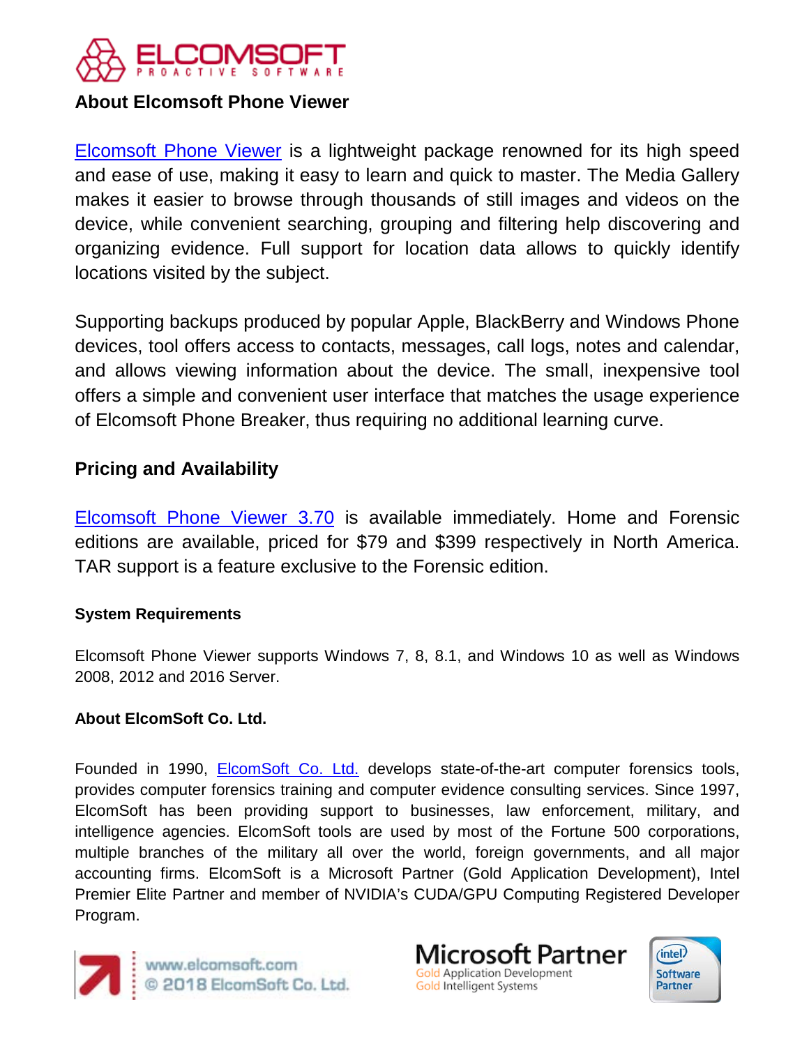## About Elcomsoft Phone Viewer

Elcomsoft Phone Viewer is a lightweight package renowned for its high speed and ease of use, making it easy to learn and quick to master. The Media Gallery makes it easier to browse through thousands of still images and videos on the device, while convenient searching, grouping and filtering help discovering and organizing evidence. Full support for location data allows to quickly identify locations visited by the subject.

Supporting backups produced by popular Apple, BlackBerry and Windows Phone devices, tool offers access to contacts, messages, call logs, notes and calendar, and allows viewing information about the device. The small, inexpensive tool offers a simple and convenient user interface that matches the usage experience of Elcomsoft Phone Breaker, thus requiring no additional learning curve.

## Pricing and Availability

Elcomsoft Phone Viewer 3.70 is available immediately. Home and Forensic editions are available, priced for $79 and $399 respectively in North America. TAR support is a feature exclusive to the Forensic edition.

### System Requirements

Elcomsoft Phone Viewer supports Windows 7, 8, 8.1, and Windows 10 as well as Windows 2008, 2012 and 2016 Server.

### About ElcomSoft Co. Ltd.

Founded in 1990, ElcomSoft Co. Ltd. develops state-of-the-art computer forensics tools, provides computer forensics training and computer evidence consulting services. Since 1997, ElcomSoft has been providing support to businesses, law enforcement, military, and intelligence agencies. ElcomSoft tools are used by most of the Fortune 500 corporations, multiple branches of the military all over the world, foreign governments, and all major accounting firms. ElcomSoft is a Microsoft Partner (Gold Application Development), Intel Premier Elite Partner and member of NVIDIA's CUDA/GPU Computing Registered Developer Program.

www.elcomsoft.com
© 2018 ElcomSoft Co. Ltd.

Microsoft Partner
Gold Application Development
Gold Intelligent Systems

intel Software Partner